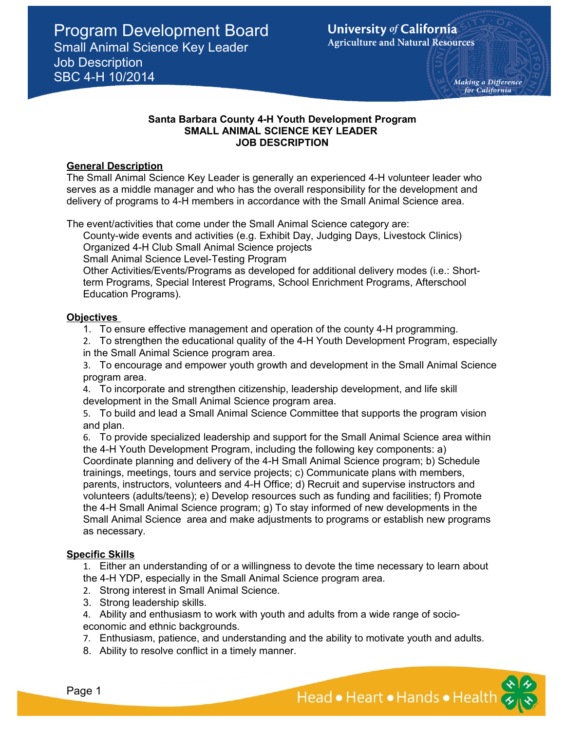# Program Development Board

Small Animal Science Key Leader
Job Description
SBC 4-H 10/2014

University *of* California
Agriculture and Natural Resources

*Making a Difference for California*

**Santa Barbara County 4-H Youth Development Program**
**SMALL ANIMAL SCIENCE KEY LEADER**
**JOB DESCRIPTION**

## General Description

The Small Animal Science Key Leader is generally an experienced 4-H volunteer leader who serves as a middle manager and who has the overall responsibility for the development and delivery of programs to 4-H members in accordance with the Small Animal Science area.

The event/activities that come under the Small Animal Science category are:

County-wide events and activities (e.g. Exhibit Day, Judging Days, Livestock Clinics)
Organized 4-H Club Small Animal Science projects
Small Animal Science Level-Testing Program
Other Activities/Events/Programs as developed for additional delivery modes (i.e.: Short-term Programs, Special Interest Programs, School Enrichment Programs, Afterschool Education Programs).

## Objectives

1. To ensure effective management and operation of the county 4-H programming.
2. To strengthen the educational quality of the 4-H Youth Development Program, especially in the Small Animal Science program area.
3. To encourage and empower youth growth and development in the Small Animal Science program area.
4. To incorporate and strengthen citizenship, leadership development, and life skill development in the Small Animal Science program area.
5. To build and lead a Small Animal Science Committee that supports the program vision and plan.
6. To provide specialized leadership and support for the Small Animal Science area within the 4-H Youth Development Program, including the following key components: a) Coordinate planning and delivery of the 4-H Small Animal Science program; b) Schedule trainings, meetings, tours and service projects; c) Communicate plans with members, parents, instructors, volunteers and 4-H Office; d) Recruit and supervise instructors and volunteers (adults/teens); e) Develop resources such as funding and facilities; f) Promote the 4-H Small Animal Science program; g) To stay informed of new developments in the Small Animal Science area and make adjustments to programs or establish new programs as necessary.

## Specific Skills

1. Either an understanding of or a willingness to devote the time necessary to learn about the 4-H YDP, especially in the Small Animal Science program area.
2. Strong interest in Small Animal Science.
3. Strong leadership skills.
4. Ability and enthusiasm to work with youth and adults from a wide range of socio-economic and ethnic backgrounds.
7. Enthusiasm, patience, and understanding and the ability to motivate youth and adults.
8. Ability to resolve conflict in a timely manner.

Head • Heart • Hands • Health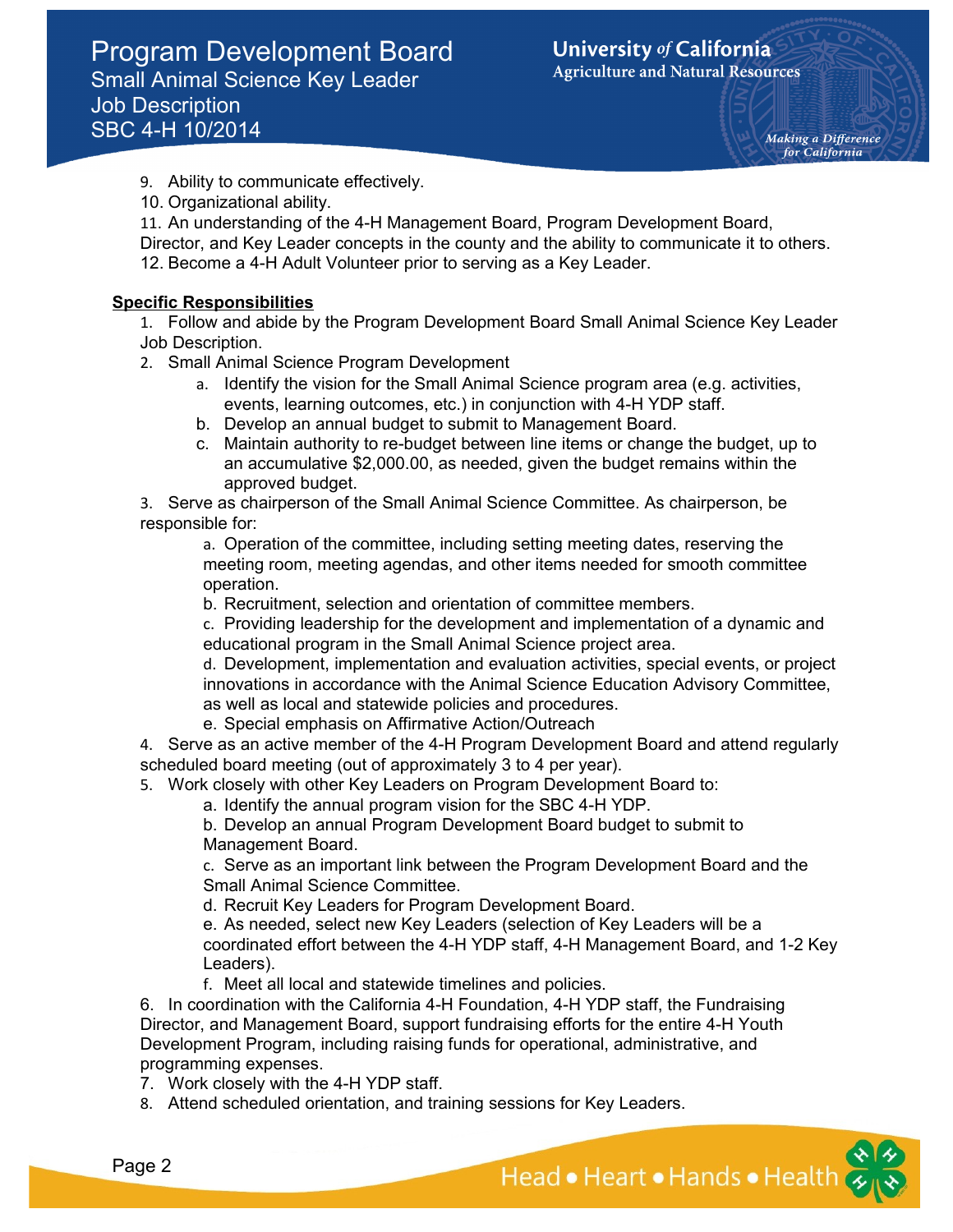9. Ability to communicate effectively.
10. Organizational ability.
11. An understanding of the 4-H Management Board, Program Development Board, Director, and Key Leader concepts in the county and the ability to communicate it to others.
12. Become a 4-H Adult Volunteer prior to serving as a Key Leader.

**Specific Responsibilities**

1. Follow and abide by the Program Development Board Small Animal Science Key Leader Job Description.
2. Small Animal Science Program Development
   a. Identify the vision for the Small Animal Science program area (e.g. activities, events, learning outcomes, etc.) in conjunction with 4-H YDP staff.
   b. Develop an annual budget to submit to Management Board.
   c. Maintain authority to re-budget between line items or change the budget, up to an accumulative $2,000.00, as needed, given the budget remains within the approved budget.
3. Serve as chairperson of the Small Animal Science Committee. As chairperson, be responsible for:
   a. Operation of the committee, including setting meeting dates, reserving the meeting room, meeting agendas, and other items needed for smooth committee operation.
   b. Recruitment, selection and orientation of committee members.
   c. Providing leadership for the development and implementation of a dynamic and educational program in the Small Animal Science project area.
   d. Development, implementation and evaluation activities, special events, or project innovations in accordance with the Animal Science Education Advisory Committee, as well as local and statewide policies and procedures.
   e. Special emphasis on Affirmative Action/Outreach
4. Serve as an active member of the 4-H Program Development Board and attend regularly scheduled board meeting (out of approximately 3 to 4 per year).
5. Work closely with other Key Leaders on Program Development Board to:
   a. Identify the annual program vision for the SBC 4-H YDP.
   b. Develop an annual Program Development Board budget to submit to Management Board.
   c. Serve as an important link between the Program Development Board and the Small Animal Science Committee.
   d. Recruit Key Leaders for Program Development Board.
   e. As needed, select new Key Leaders (selection of Key Leaders will be a coordinated effort between the 4-H YDP staff, 4-H Management Board, and 1-2 Key Leaders).
   f. Meet all local and statewide timelines and policies.
6. In coordination with the California 4-H Foundation, 4-H YDP staff, the Fundraising Director, and Management Board, support fundraising efforts for the entire 4-H Youth Development Program, including raising funds for operational, administrative, and programming expenses.
7. Work closely with the 4-H YDP staff.
8. Attend scheduled orientation, and training sessions for Key Leaders.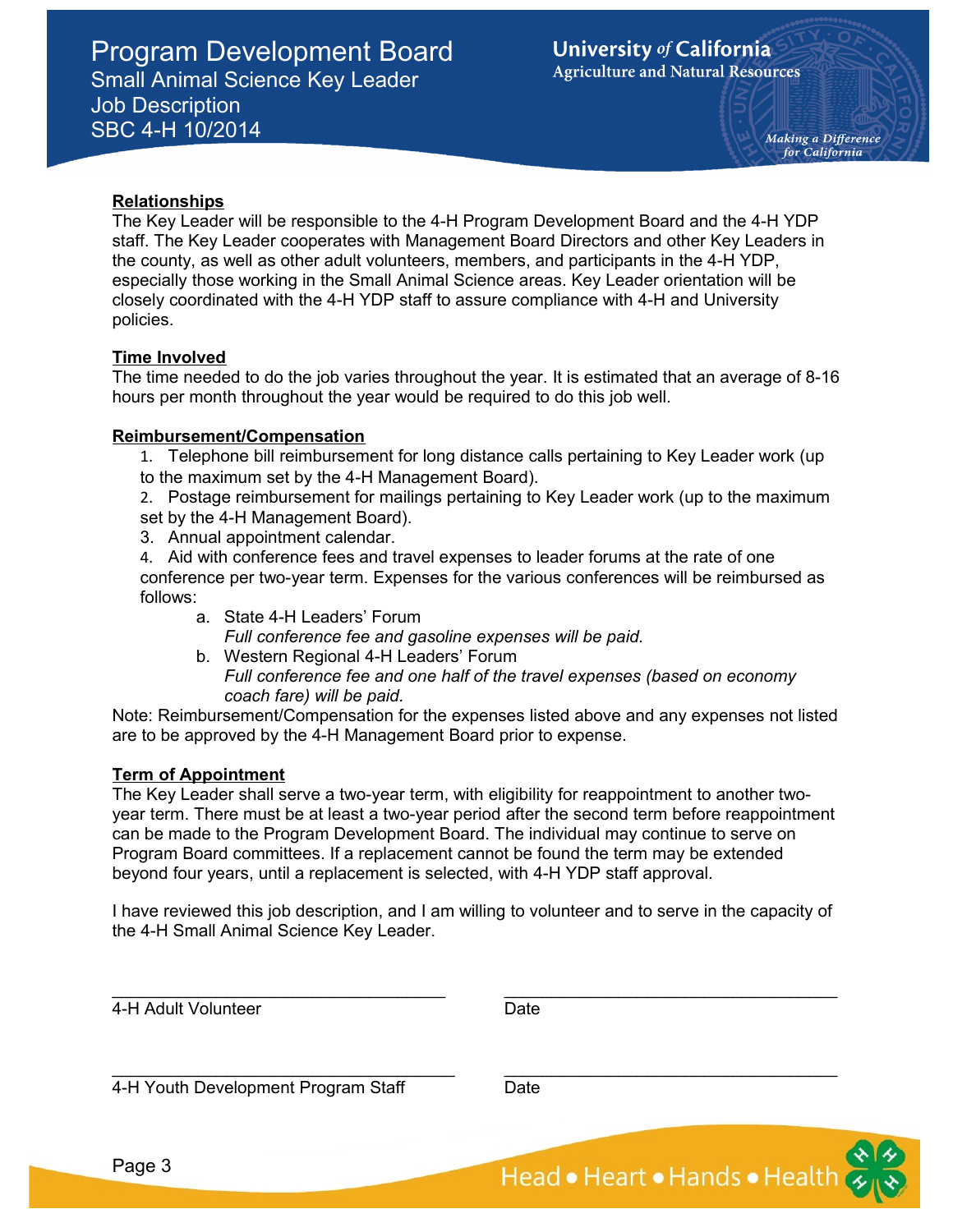## Relationships

The Key Leader will be responsible to the 4-H Program Development Board and the 4-H YDP staff. The Key Leader cooperates with Management Board Directors and other Key Leaders in the county, as well as other adult volunteers, members, and participants in the 4-H YDP, especially those working in the Small Animal Science areas. Key Leader orientation will be closely coordinated with the 4-H YDP staff to assure compliance with 4-H and University policies.

## Time Involved

The time needed to do the job varies throughout the year. It is estimated that an average of 8-16 hours per month throughout the year would be required to do this job well.

## Reimbursement/Compensation

1. Telephone bill reimbursement for long distance calls pertaining to Key Leader work (up to the maximum set by the 4-H Management Board).
2. Postage reimbursement for mailings pertaining to Key Leader work (up to the maximum set by the 4-H Management Board).
3. Annual appointment calendar.
4. Aid with conference fees and travel expenses to leader forums at the rate of one conference per two-year term. Expenses for the various conferences will be reimbursed as follows:
    a. State 4-H Leaders' Forum
    *Full conference fee and gasoline expenses will be paid.*
    b. Western Regional 4-H Leaders' Forum
    *Full conference fee and one half of the travel expenses (based on economy coach fare) will be paid.*

Note: Reimbursement/Compensation for the expenses listed above and any expenses not listed are to be approved by the 4-H Management Board prior to expense.

## Term of Appointment

The Key Leader shall serve a two-year term, with eligibility for reappointment to another two-year term. There must be at least a two-year period after the second term before reappointment can be made to the Program Development Board. The individual may continue to serve on Program Board committees. If a replacement cannot be found the term may be extended beyond four years, until a replacement is selected, with 4-H YDP staff approval.

I have reviewed this job description, and I am willing to volunteer and to serve in the capacity of the 4-H Small Animal Science Key Leader.

_________________________________ _________________________________
4-H Adult Volunteer Date

_________________________________ _________________________________
4-H Youth Development Program Staff Date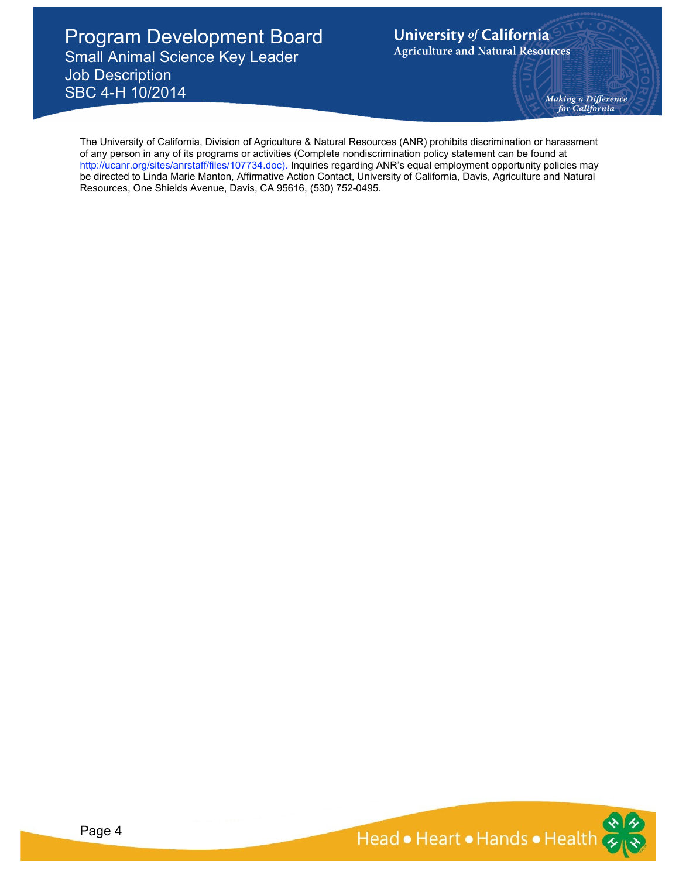The University of California, Division of Agriculture & Natural Resources (ANR) prohibits discrimination or harassment of any person in any of its programs or activities (Complete nondiscrimination policy statement can be found at http://ucanr.org/sites/anrstaff/files/107734.doc). Inquiries regarding ANR's equal employment opportunity policies may be directed to Linda Marie Manton, Affirmative Action Contact, University of California, Davis, Agriculture and Natural Resources, One Shields Avenue, Davis, CA 95616, (530) 752-0495.